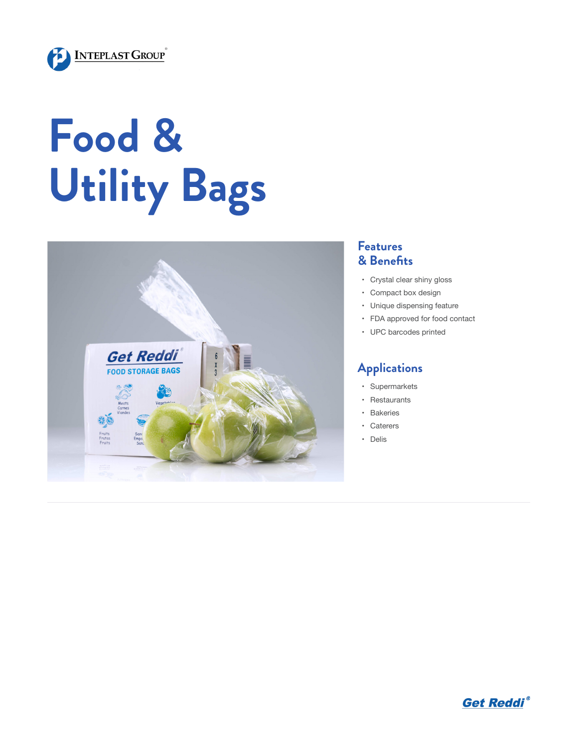# Food & Utility Bags

## Features & Benefits

- Crystal clear shiny gloss
- Compact box design
- Unique dispensing feature
- FDA approved for food contact
- UPC barcodes printed

## Applications

- Supermarkets
- Restaurants
- Bakeries
- Caterers
- Delis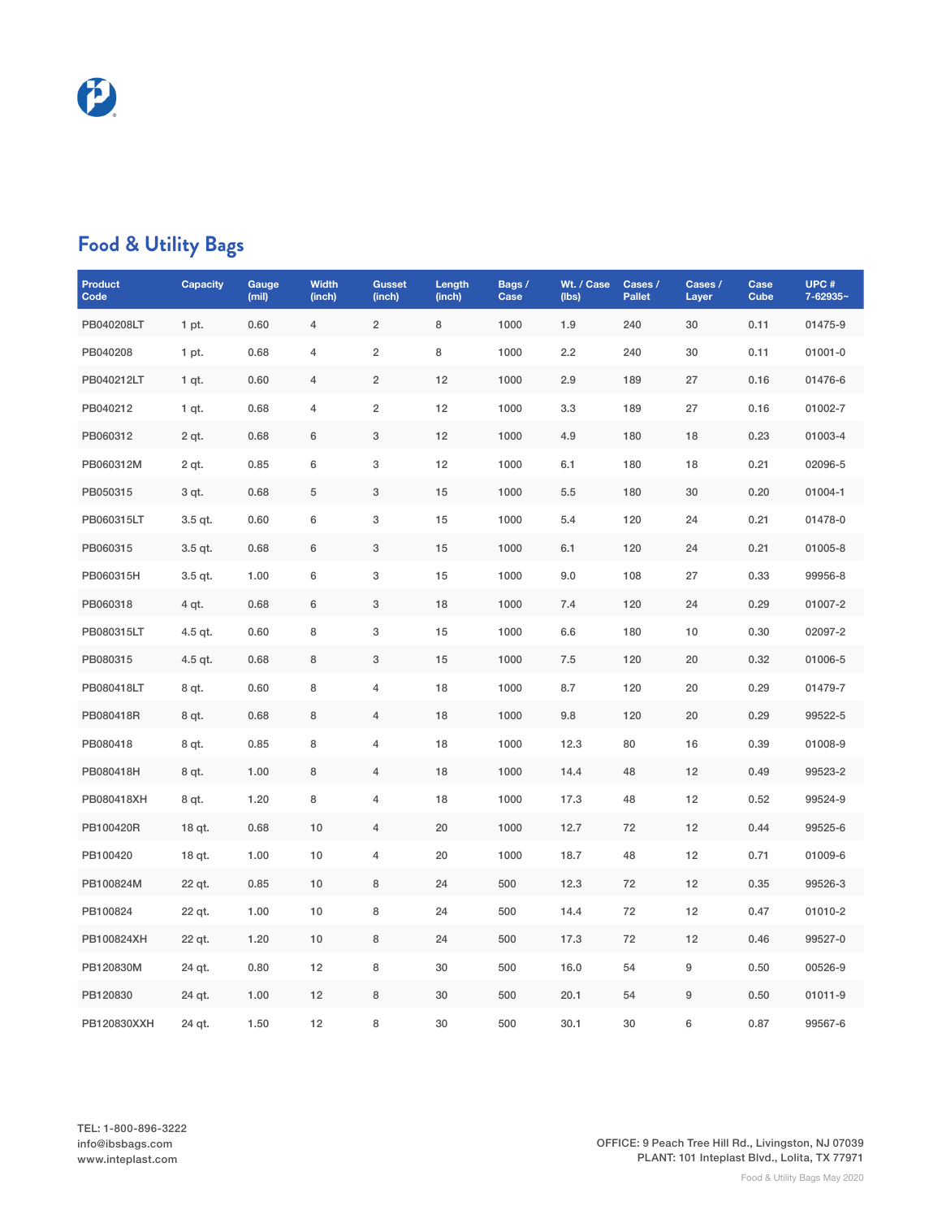## Food & Utility Bags

| Product Code | Capacity | Gauge (mil) | Width (inch) | Gusset (inch) | Length (inch) | Bags / Case | Wt. / Case (lbs) | Cases / Pallet | Cases / Layer | Case Cube | UPC # 7-62935~ |
|---|---|---|---|---|---|---|---|---|---|---|---|
| PB040208LT | 1 pt. | 0.60 | 4 | 2 | 8 | 1000 | 1.9 | 240 | 30 | 0.11 | 01475-9 |
| PB040208 | 1 pt. | 0.68 | 4 | 2 | 8 | 1000 | 2.2 | 240 | 30 | 0.11 | 01001-0 |
| PB040212LT | 1 qt. | 0.60 | 4 | 2 | 12 | 1000 | 2.9 | 189 | 27 | 0.16 | 01476-6 |
| PB040212 | 1 qt. | 0.68 | 4 | 2 | 12 | 1000 | 3.3 | 189 | 27 | 0.16 | 01002-7 |
| PB060312 | 2 qt. | 0.68 | 6 | 3 | 12 | 1000 | 4.9 | 180 | 18 | 0.23 | 01003-4 |
| PB060312M | 2 qt. | 0.85 | 6 | 3 | 12 | 1000 | 6.1 | 180 | 18 | 0.21 | 02096-5 |
| PB050315 | 3 qt. | 0.68 | 5 | 3 | 15 | 1000 | 5.5 | 180 | 30 | 0.20 | 01004-1 |
| PB060315LT | 3.5 qt. | 0.60 | 6 | 3 | 15 | 1000 | 5.4 | 120 | 24 | 0.21 | 01478-0 |
| PB060315 | 3.5 qt. | 0.68 | 6 | 3 | 15 | 1000 | 6.1 | 120 | 24 | 0.21 | 01005-8 |
| PB060315H | 3.5 qt. | 1.00 | 6 | 3 | 15 | 1000 | 9.0 | 108 | 27 | 0.33 | 99956-8 |
| PB060318 | 4 qt. | 0.68 | 6 | 3 | 18 | 1000 | 7.4 | 120 | 24 | 0.29 | 01007-2 |
| PB080315LT | 4.5 qt. | 0.60 | 8 | 3 | 15 | 1000 | 6.6 | 180 | 10 | 0.30 | 02097-2 |
| PB080315 | 4.5 qt. | 0.68 | 8 | 3 | 15 | 1000 | 7.5 | 120 | 20 | 0.32 | 01006-5 |
| PB080418LT | 8 qt. | 0.60 | 8 | 4 | 18 | 1000 | 8.7 | 120 | 20 | 0.29 | 01479-7 |
| PB080418R | 8 qt. | 0.68 | 8 | 4 | 18 | 1000 | 9.8 | 120 | 20 | 0.29 | 99522-5 |
| PB080418 | 8 qt. | 0.85 | 8 | 4 | 18 | 1000 | 12.3 | 80 | 16 | 0.39 | 01008-9 |
| PB080418H | 8 qt. | 1.00 | 8 | 4 | 18 | 1000 | 14.4 | 48 | 12 | 0.49 | 99523-2 |
| PB080418XH | 8 qt. | 1.20 | 8 | 4 | 18 | 1000 | 17.3 | 48 | 12 | 0.52 | 99524-9 |
| PB100420R | 18 qt. | 0.68 | 10 | 4 | 20 | 1000 | 12.7 | 72 | 12 | 0.44 | 99525-6 |
| PB100420 | 18 qt. | 1.00 | 10 | 4 | 20 | 1000 | 18.7 | 48 | 12 | 0.71 | 01009-6 |
| PB100824M | 22 qt. | 0.85 | 10 | 8 | 24 | 500 | 12.3 | 72 | 12 | 0.35 | 99526-3 |
| PB100824 | 22 qt. | 1.00 | 10 | 8 | 24 | 500 | 14.4 | 72 | 12 | 0.47 | 01010-2 |
| PB100824XH | 22 qt. | 1.20 | 10 | 8 | 24 | 500 | 17.3 | 72 | 12 | 0.46 | 99527-0 |
| PB120830M | 24 qt. | 0.80 | 12 | 8 | 30 | 500 | 16.0 | 54 | 9 | 0.50 | 00526-9 |
| PB120830 | 24 qt. | 1.00 | 12 | 8 | 30 | 500 | 20.1 | 54 | 9 | 0.50 | 01011-9 |
| PB120830XXH | 24 qt. | 1.50 | 12 | 8 | 30 | 500 | 30.1 | 30 | 6 | 0.87 | 99567-6 |

TEL: 1-800-896-3222
info@ibsbags.com
www.inteplast.com

OFFICE: 9 Peach Tree Hill Rd., Livingston, NJ 07039
PLANT: 101 Inteplast Blvd., Lolita, TX 77971

Food & Utility Bags May 2020